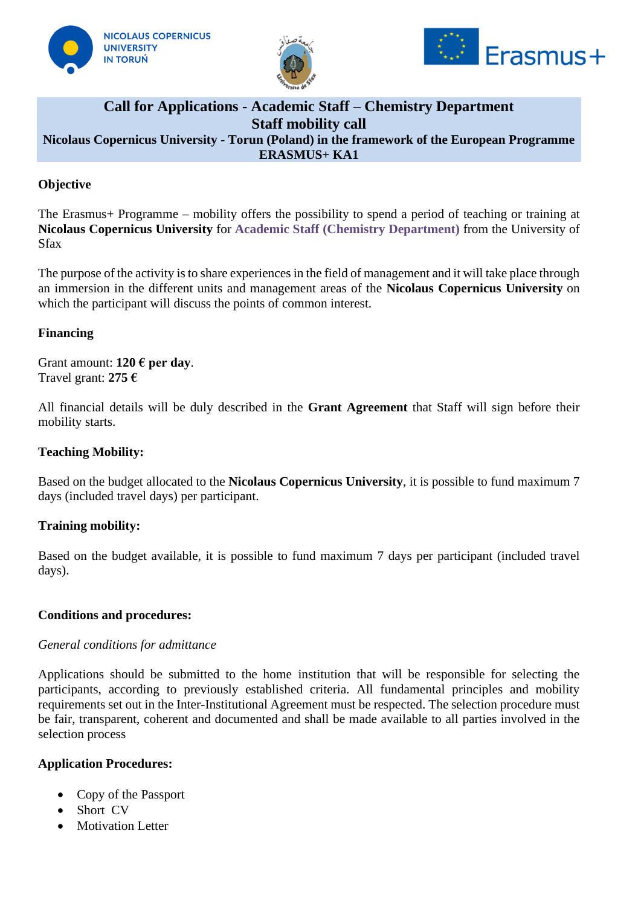# Call for Applications - Academic Staff – Chemistry Department

## Staff mobility call

**Nicolaus Copernicus University - Torun (Poland) in the framework of the European Programme ERASMUS+ KA1**

**Objective**

The Erasmus+ Programme – mobility offers the possibility to spend a period of teaching or training at **Nicolaus Copernicus University** for **Academic Staff (Chemistry Department)** from the University of Sfax

The purpose of the activity is to share experiences in the field of management and it will take place through an immersion in the different units and management areas of the **Nicolaus Copernicus University** on which the participant will discuss the points of common interest.

**Financing**

Grant amount: **120 € per day**.
Travel grant: **275 €**

All financial details will be duly described in the **Grant Agreement** that Staff will sign before their mobility starts.

**Teaching Mobility:**

Based on the budget allocated to the **Nicolaus Copernicus University**, it is possible to fund maximum 7 days (included travel days) per participant.

**Training mobility:**

Based on the budget available, it is possible to fund maximum 7 days per participant (included travel days).

**Conditions and procedures:**

*General conditions for admittance*

Applications should be submitted to the home institution that will be responsible for selecting the participants, according to previously established criteria. All fundamental principles and mobility requirements set out in the Inter-Institutional Agreement must be respected. The selection procedure must be fair, transparent, coherent and documented and shall be made available to all parties involved in the selection process

**Application Procedures:**

- Copy of the Passport
- Short CV
- Motivation Letter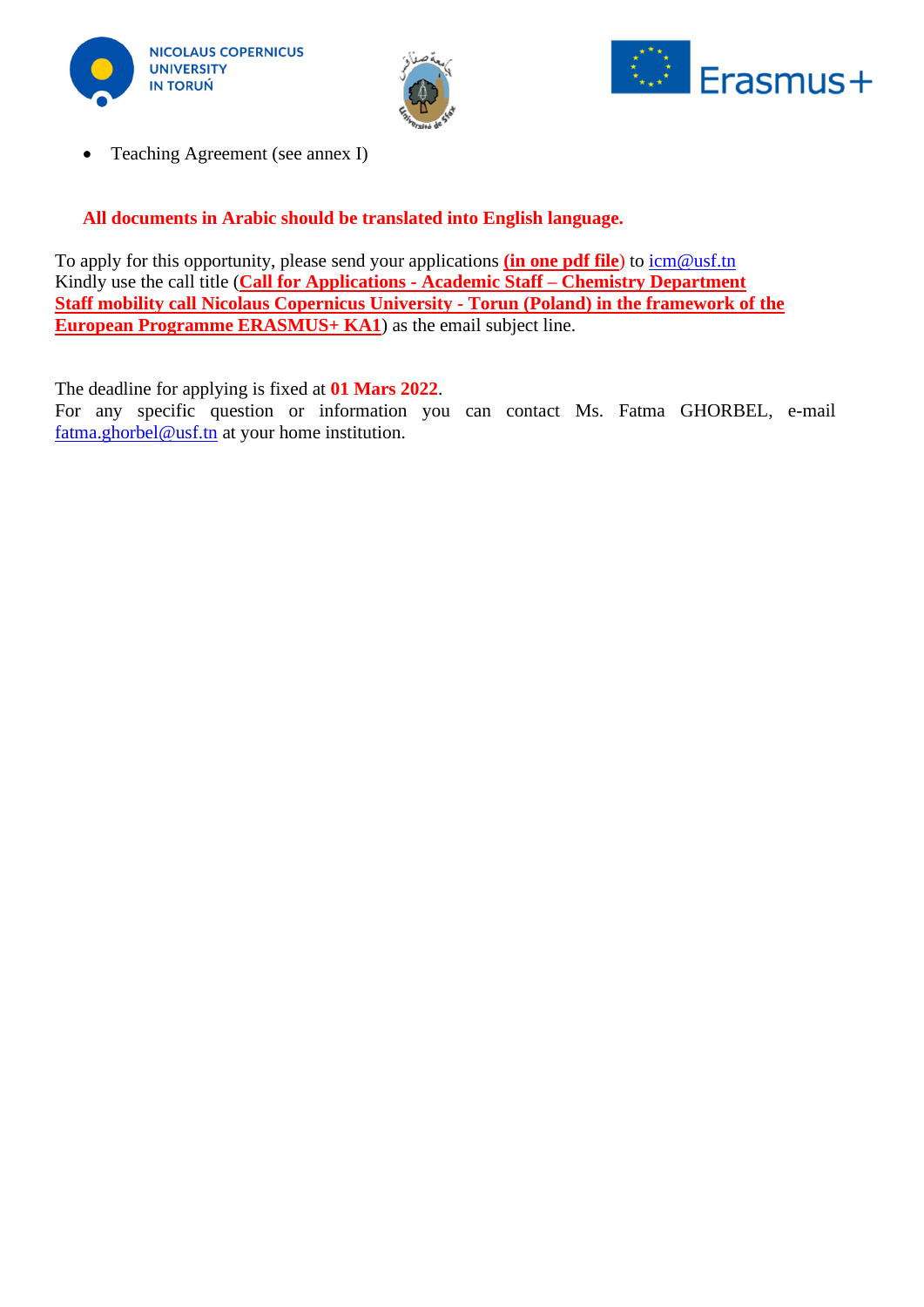- Teaching Agreement (see annex I)

**All documents in Arabic should be translated into English language.**

To apply for this opportunity, please send your applications **(in one pdf file)** to icm@usf.tn
Kindly use the call title (**Call for Applications - Academic Staff – Chemistry Department Staff mobility call Nicolaus Copernicus University - Torun (Poland) in the framework of the European Programme ERASMUS+ KA1**) as the email subject line.

The deadline for applying is fixed at **01 Mars 2022**.
For any specific question or information you can contact Ms. Fatma GHORBEL, e-mail fatma.ghorbel@usf.tn at your home institution.